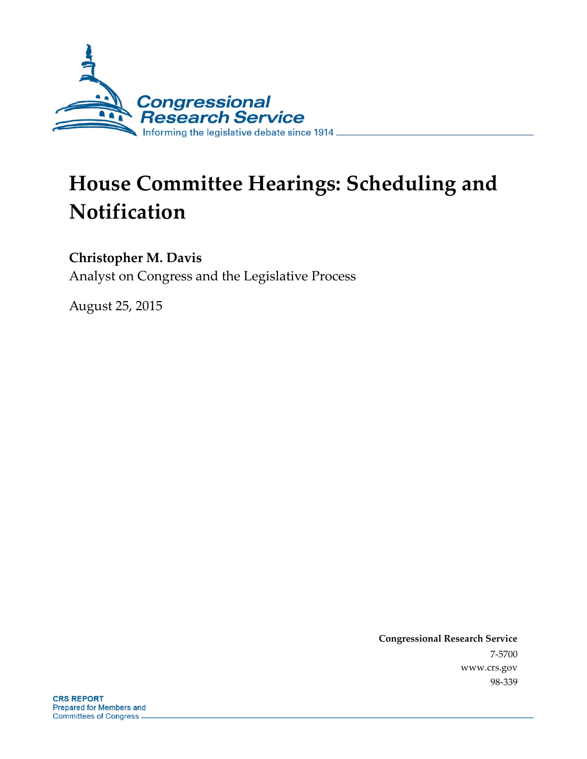Congressional Research Service

Informing the legislative debate since 1914

# House Committee Hearings: Scheduling and Notification

**Christopher M. Davis**

Analyst on Congress and the Legislative Process

August 25, 2015

**Congressional Research Service**

7-5700

www.crs.gov

98-339

**CRS REPORT**

Prepared for Members and Committees of Congress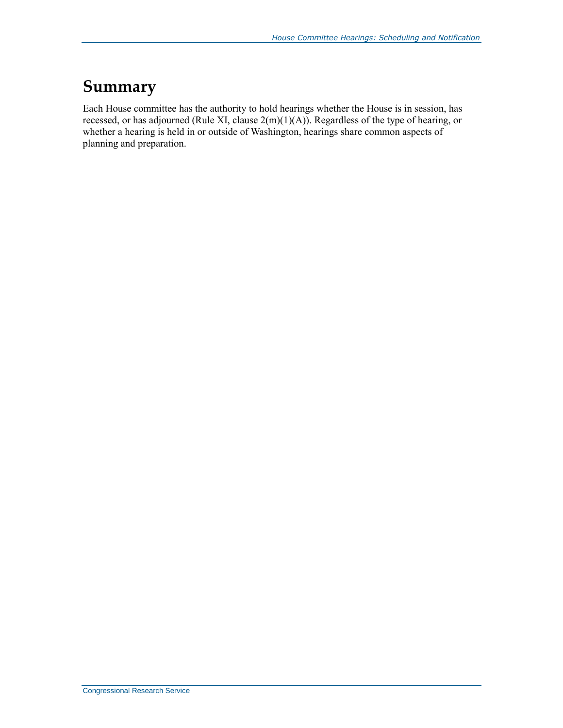## Summary

Each House committee has the authority to hold hearings whether the House is in session, has recessed, or has adjourned (Rule XI, clause 2(m)(1)(A)). Regardless of the type of hearing, or whether a hearing is held in or outside of Washington, hearings share common aspects of planning and preparation.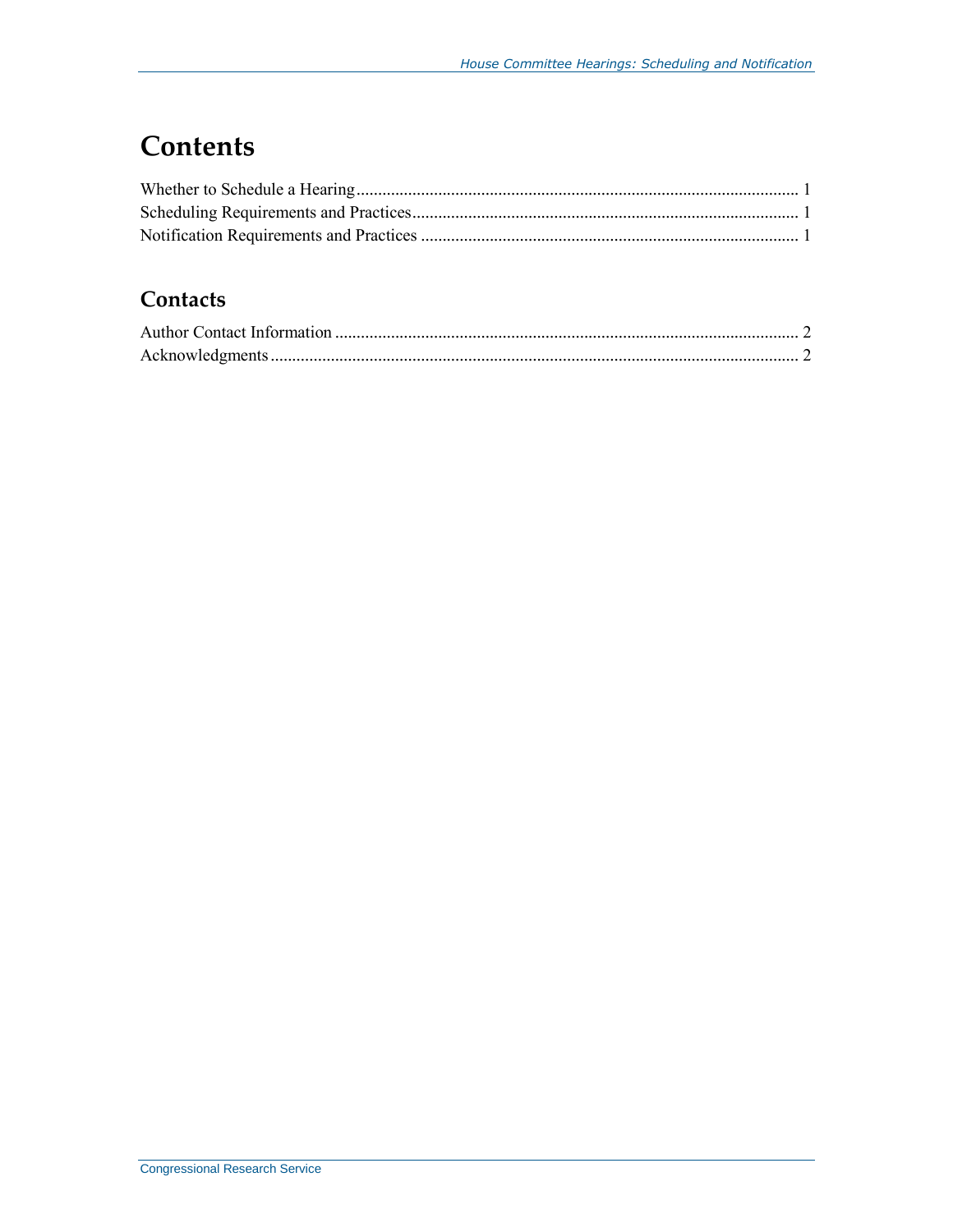# Contents

Whether to Schedule a Hearing ........................................................................................................ 1
Scheduling Requirements and Practices ........................................................................................... 1
Notification Requirements and Practices .......................................................................................... 1

## Contacts

Author Contact Information ............................................................................................................. 2
Acknowledgments ........................................................................................................................... 2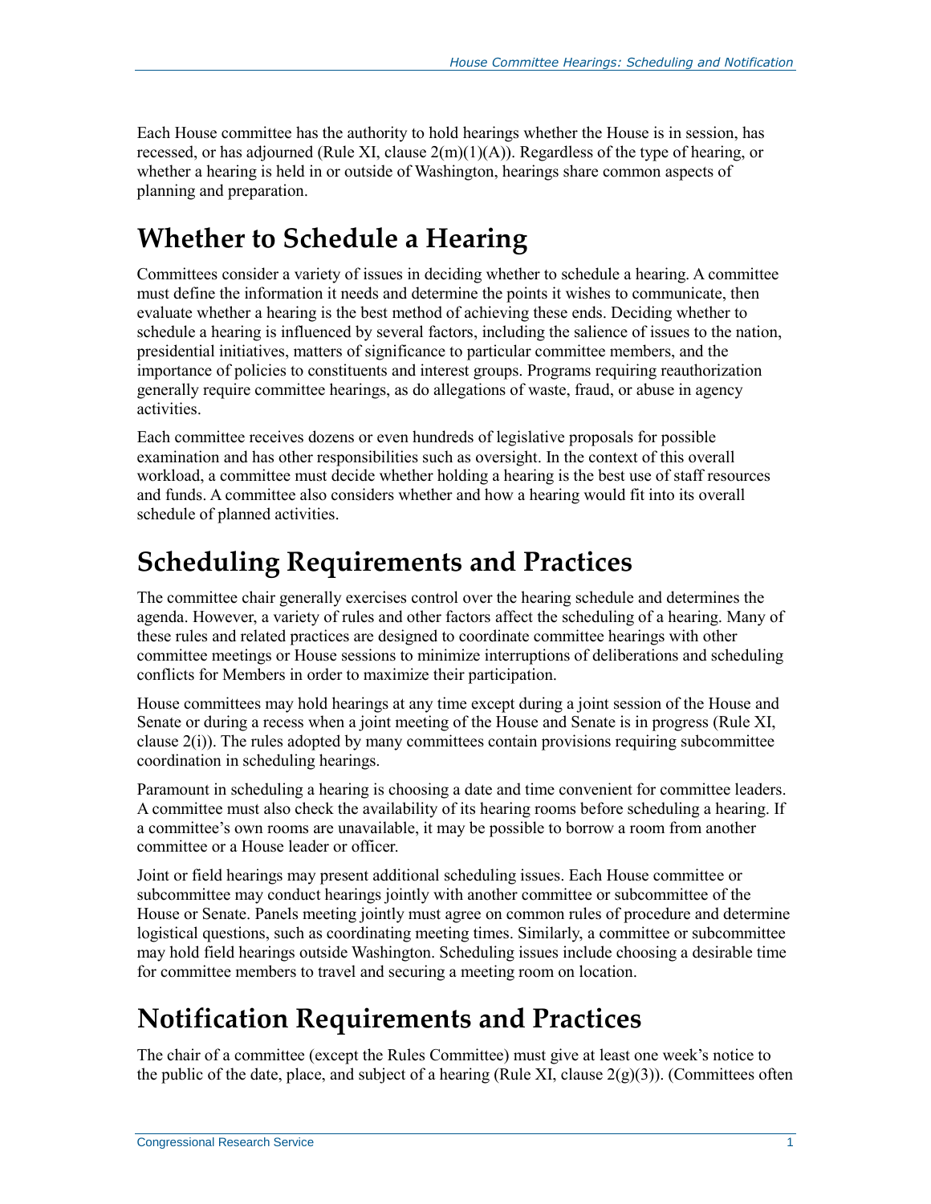Each House committee has the authority to hold hearings whether the House is in session, has recessed, or has adjourned (Rule XI, clause 2(m)(1)(A)). Regardless of the type of hearing, or whether a hearing is held in or outside of Washington, hearings share common aspects of planning and preparation.

# Whether to Schedule a Hearing

Committees consider a variety of issues in deciding whether to schedule a hearing. A committee must define the information it needs and determine the points it wishes to communicate, then evaluate whether a hearing is the best method of achieving these ends. Deciding whether to schedule a hearing is influenced by several factors, including the salience of issues to the nation, presidential initiatives, matters of significance to particular committee members, and the importance of policies to constituents and interest groups. Programs requiring reauthorization generally require committee hearings, as do allegations of waste, fraud, or abuse in agency activities.

Each committee receives dozens or even hundreds of legislative proposals for possible examination and has other responsibilities such as oversight. In the context of this overall workload, a committee must decide whether holding a hearing is the best use of staff resources and funds. A committee also considers whether and how a hearing would fit into its overall schedule of planned activities.

# Scheduling Requirements and Practices

The committee chair generally exercises control over the hearing schedule and determines the agenda. However, a variety of rules and other factors affect the scheduling of a hearing. Many of these rules and related practices are designed to coordinate committee hearings with other committee meetings or House sessions to minimize interruptions of deliberations and scheduling conflicts for Members in order to maximize their participation.

House committees may hold hearings at any time except during a joint session of the House and Senate or during a recess when a joint meeting of the House and Senate is in progress (Rule XI, clause 2(i)). The rules adopted by many committees contain provisions requiring subcommittee coordination in scheduling hearings.

Paramount in scheduling a hearing is choosing a date and time convenient for committee leaders. A committee must also check the availability of its hearing rooms before scheduling a hearing. If a committee's own rooms are unavailable, it may be possible to borrow a room from another committee or a House leader or officer.

Joint or field hearings may present additional scheduling issues. Each House committee or subcommittee may conduct hearings jointly with another committee or subcommittee of the House or Senate. Panels meeting jointly must agree on common rules of procedure and determine logistical questions, such as coordinating meeting times. Similarly, a committee or subcommittee may hold field hearings outside Washington. Scheduling issues include choosing a desirable time for committee members to travel and securing a meeting room on location.

# Notification Requirements and Practices

The chair of a committee (except the Rules Committee) must give at least one week's notice to the public of the date, place, and subject of a hearing (Rule XI, clause 2(g)(3)). (Committees often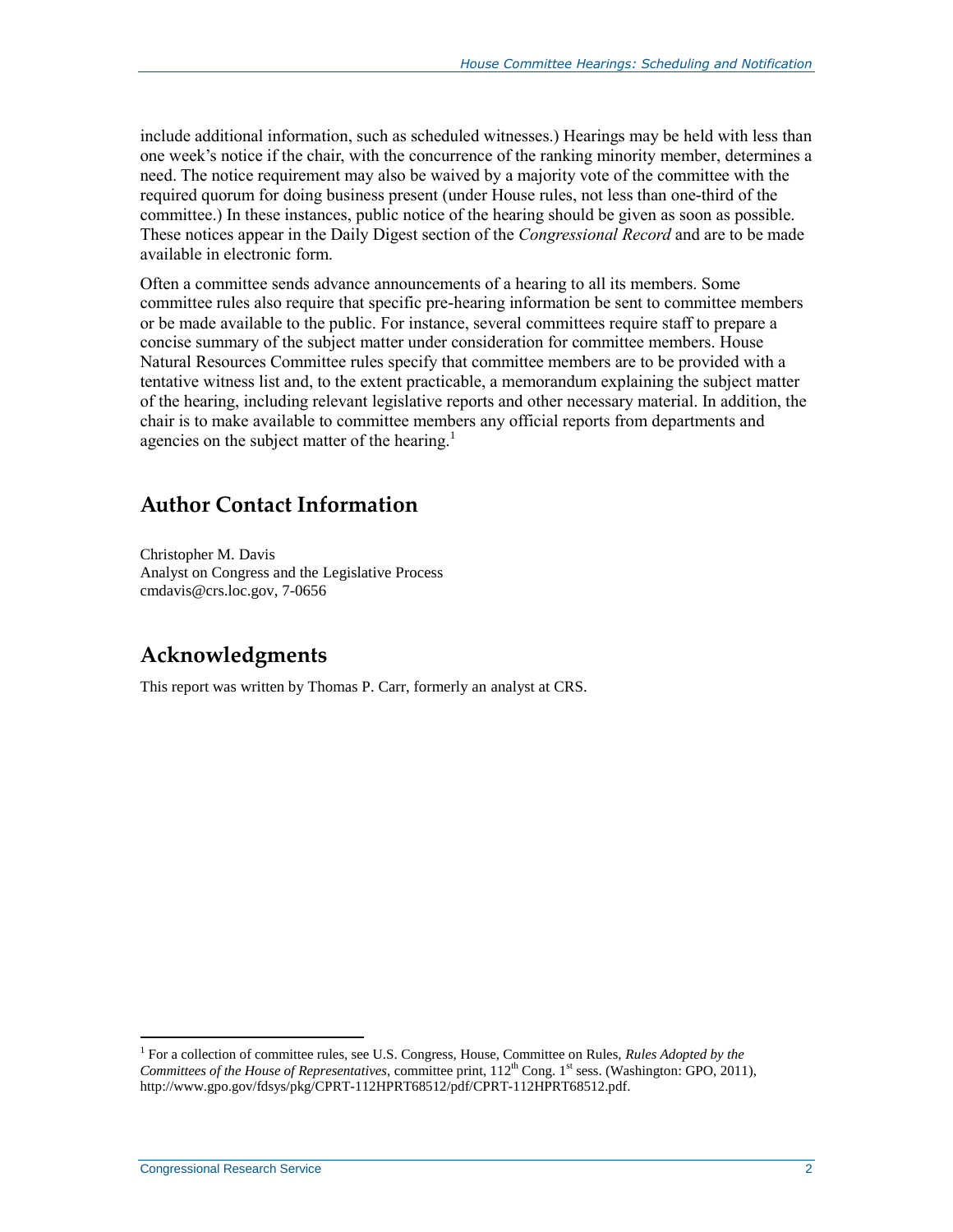include additional information, such as scheduled witnesses.) Hearings may be held with less than one week's notice if the chair, with the concurrence of the ranking minority member, determines a need. The notice requirement may also be waived by a majority vote of the committee with the required quorum for doing business present (under House rules, not less than one-third of the committee.) In these instances, public notice of the hearing should be given as soon as possible. These notices appear in the Daily Digest section of the *Congressional Record* and are to be made available in electronic form.

Often a committee sends advance announcements of a hearing to all its members. Some committee rules also require that specific pre-hearing information be sent to committee members or be made available to the public. For instance, several committees require staff to prepare a concise summary of the subject matter under consideration for committee members. House Natural Resources Committee rules specify that committee members are to be provided with a tentative witness list and, to the extent practicable, a memorandum explaining the subject matter of the hearing, including relevant legislative reports and other necessary material. In addition, the chair is to make available to committee members any official reports from departments and agencies on the subject matter of the hearing.[1]

## Author Contact Information

Christopher M. Davis
Analyst on Congress and the Legislative Process
cmdavis@crs.loc.gov, 7-0656

## Acknowledgments

This report was written by Thomas P. Carr, formerly an analyst at CRS.

---

[1] For a collection of committee rules, see U.S. Congress, House, Committee on Rules, *Rules Adopted by the Committees of the House of Representatives*, committee print, 112th Cong. 1st sess. (Washington: GPO, 2011), http://www.gpo.gov/fdsys/pkg/CPRT-112HPRT68512/pdf/CPRT-112HPRT68512.pdf.